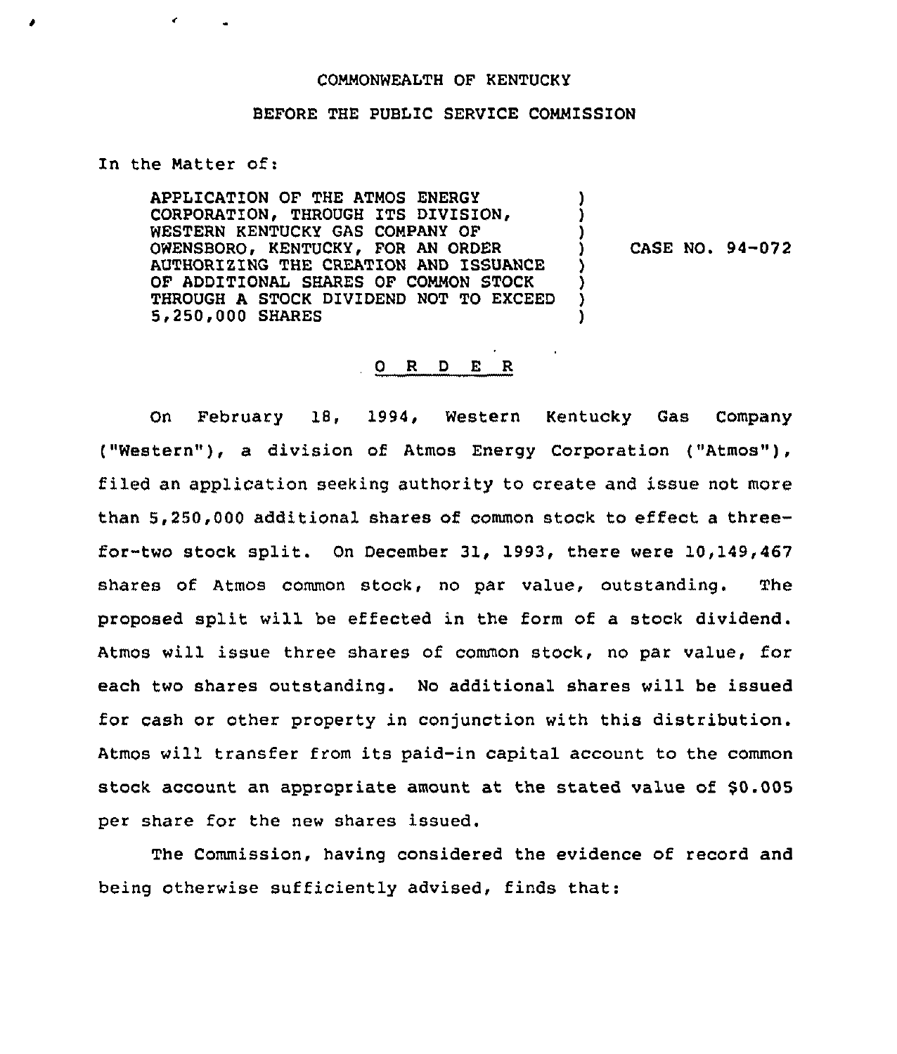COMMONWEALTH OF KENTUCKY

BEFORE THE PUBLIC SERVICE COMMISSION

In the Matter of:

APPLICATION OF THE ATMOS ENERGY CORPORATION, THROUGH ITS DIVISION, WESTERN KENTUCKY GAS COMPANY OF OWENSBORO, KENTUCKY, FOR AN ORDER AUTHORIZING THE CREATION AND ISSUANCE OF ADDITIONAL SHARES OF COMMON STOCK THROUGH A STOCK DIVIDEND NOT TO EXCEED 5,250,000 SHARES ) CASE NO. 94-072

## O R D E R

On February 18, 1994, Western Kentucky Gas Company ("Western"), a division of Atmos Energy Corporation ("Atmos"), filed an application seeking authority to create and issue not more than 5,250,000 additional shares of common stock to effect a three-for-two stock split. On December 31, 1993, there were 10,149,467 shares of Atmos common stock, no par value, outstanding. The proposed split will be effected in the form of a stock dividend. Atmos will issue three shares of common stock, no par value, for each two shares outstanding. No additional shares will be issued for cash or other property in conjunction with this distribution. Atmos will transfer from its paid-in capital account to the common stock account an appropriate amount at the stated value of $0.005 per share for the new shares issued.

The Commission, having considered the evidence of record and being otherwise sufficiently advised, finds that: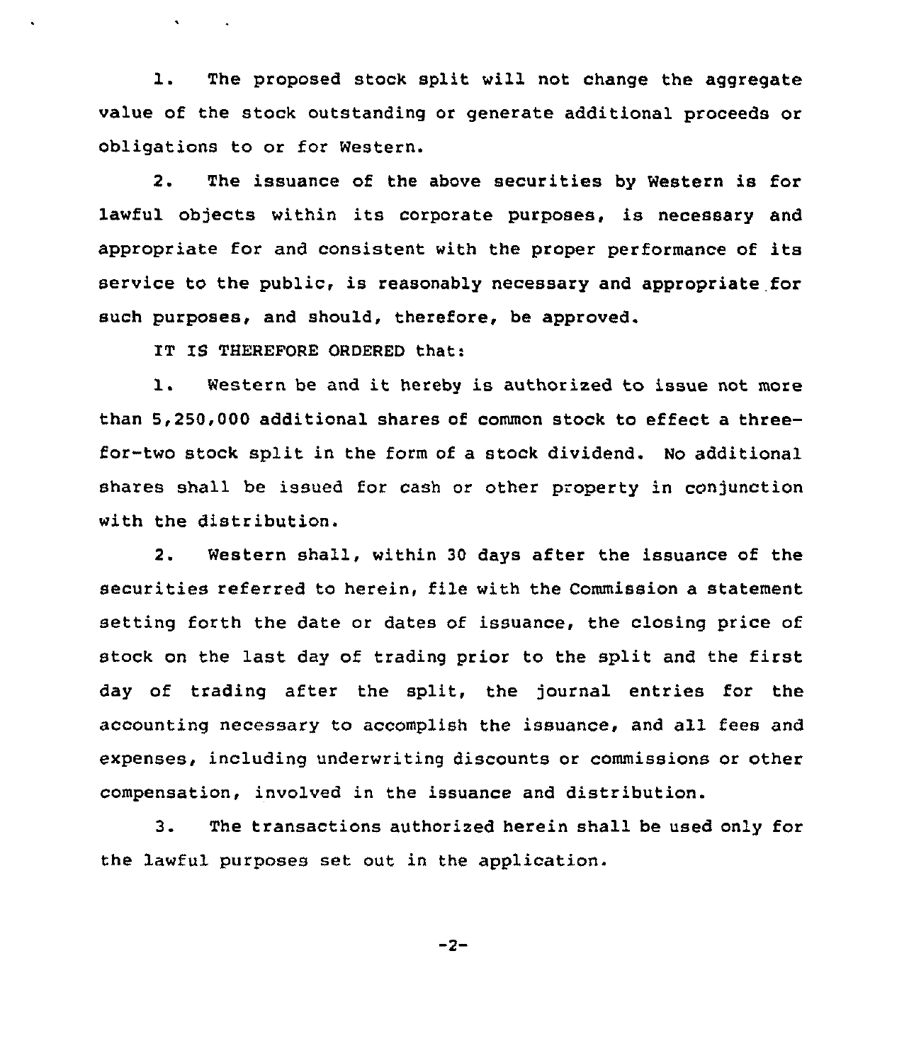1. The proposed stock split will not change the aggregate value of the stock outstanding or generate additional proceeds or obligations to or for Western.

2. The issuance of the above securities by Western is for lawful objects within its corporate purposes, is necessary and appropriate for and consistent with the proper performance of its service to the public, is reasonably necessary and appropriate for such purposes, and should, therefore, be approved.

IT IS THEREFORE ORDERED that:

1. Western be and it hereby is authorized to issue not more than 5,250,000 additional shares of common stock to effect a three-for-two stock split in the form of a stock dividend. No additional shares shall be issued for cash or other property in conjunction with the distribution.

2. Western shall, within 30 days after the issuance of the securities referred to herein, file with the Commission a statement setting forth the date or dates of issuance, the closing price of stock on the last day of trading prior to the split and the first day of trading after the split, the journal entries for the accounting necessary to accomplish the issuance, and all fees and expenses, including underwriting discounts or commissions or other compensation, involved in the issuance and distribution.

3. The transactions authorized herein shall be used only for the lawful purposes set out in the application.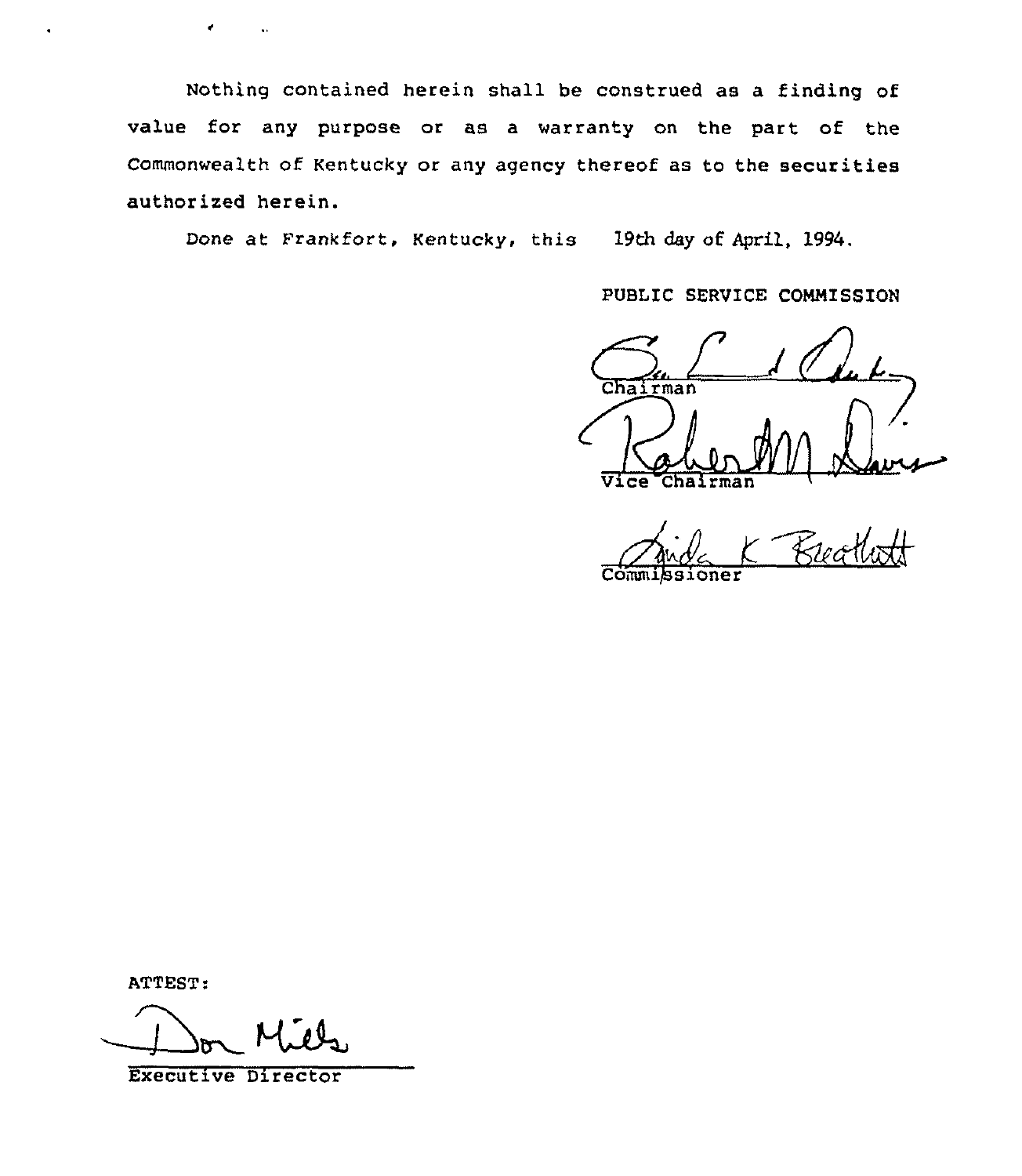Nothing contained herein shall be construed as a finding of value for any purpose or as a warranty on the part of the Commonwealth of Kentucky or any agency thereof as to the securities authorized herein.

Done at Frankfort, Kentucky, this 19th day of April, 1994.

PUBLIC SERVICE COMMISSION

Chairman

Vice Chairman

Commissioner

ATTEST:

Executive Director